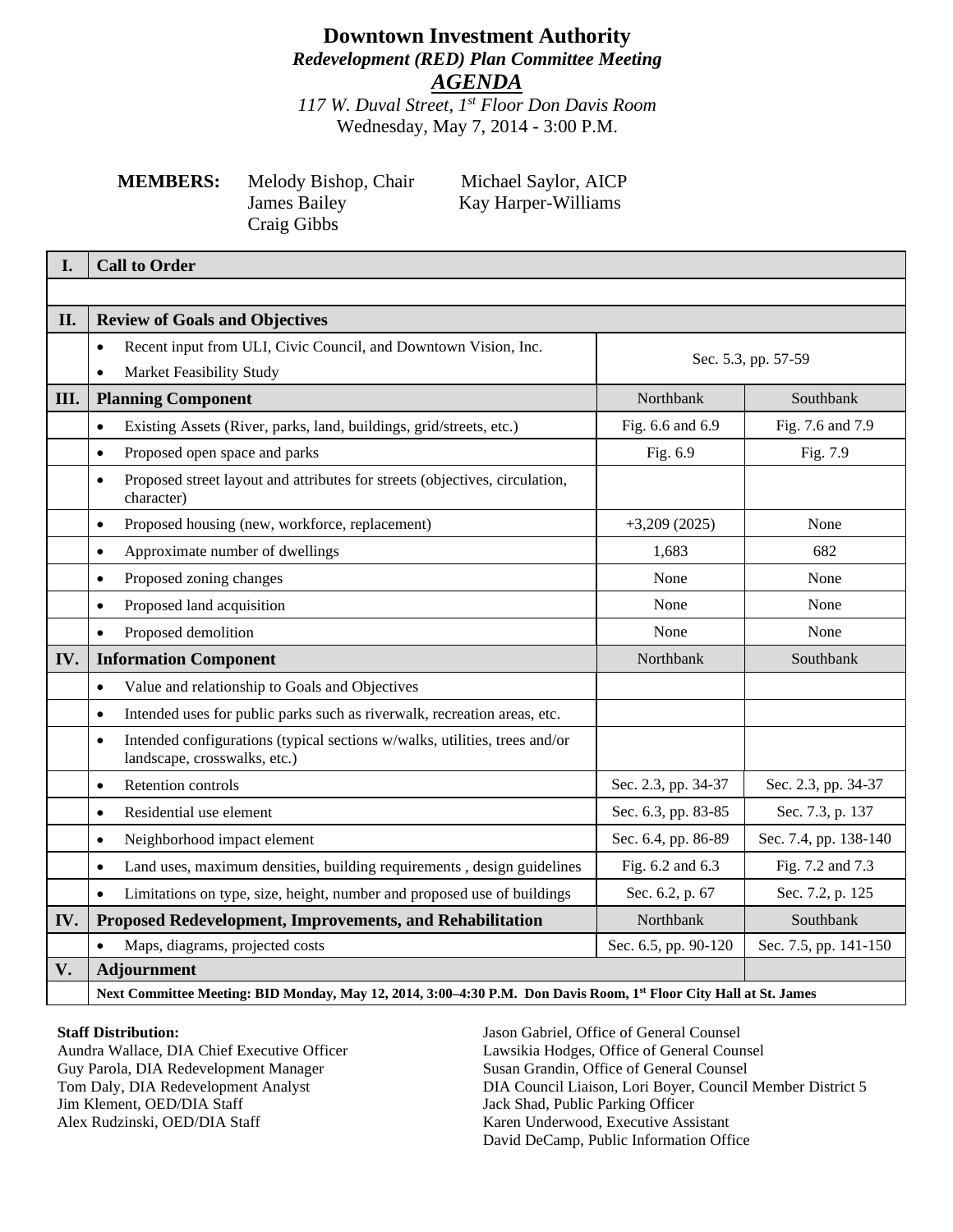# Downtown Investment Authority

***Redevelopment (RED) Plan Committee Meeting***

***AGENDA***

*117 W. Duval Street, 1st Floor Don Davis Room*

Wednesday, May 7, 2014 - 3:00 P.M.

**MEMBERS:** Melody Bishop, Chair; Michael Saylor, AICP; James Bailey; Kay Harper-Williams; Craig Gibbs

| | | | |
|---|---|---|---|
| **I.** | **Call to Order** | | |
| | | | |
| **II.** | **Review of Goals and Objectives** | | |
| | • Recent input from ULI, Civic Council, and Downtown Vision, Inc.<br>• Market Feasibility Study | Sec. 5.3, pp. 57-59 | |
| **III.** | **Planning Component** | Northbank | Southbank |
| | • Existing Assets (River, parks, land, buildings, grid/streets, etc.) | Fig. 6.6 and 6.9 | Fig. 7.6 and 7.9 |
| | • Proposed open space and parks | Fig. 6.9 | Fig. 7.9 |
| | • Proposed street layout and attributes for streets (objectives, circulation, character) | | |
| | • Proposed housing (new, workforce, replacement) | +3,209 (2025) | None |
| | • Approximate number of dwellings | 1,683 | 682 |
| | • Proposed zoning changes | None | None |
| | • Proposed land acquisition | None | None |
| | • Proposed demolition | None | None |
| **IV.** | **Information Component** | Northbank | Southbank |
| | • Value and relationship to Goals and Objectives | | |
| | • Intended uses for public parks such as riverwalk, recreation areas, etc. | | |
| | • Intended configurations (typical sections w/walks, utilities, trees and/or landscape, crosswalks, etc.) | | |
| | • Retention controls | Sec. 2.3, pp. 34-37 | Sec. 2.3, pp. 34-37 |
| | • Residential use element | Sec. 6.3, pp. 83-85 | Sec. 7.3, p. 137 |
| | • Neighborhood impact element | Sec. 6.4, pp. 86-89 | Sec. 7.4, pp. 138-140 |
| | • Land uses, maximum densities, building requirements , design guidelines | Fig. 6.2 and 6.3 | Fig. 7.2 and 7.3 |
| | • Limitations on type, size, height, number and proposed use of buildings | Sec. 6.2, p. 67 | Sec. 7.2, p. 125 |
| **IV.** | **Proposed Redevelopment, Improvements, and Rehabilitation** | Northbank | Southbank |
| | • Maps, diagrams, projected costs | Sec. 6.5, pp. 90-120 | Sec. 7.5, pp. 141-150 |
| **V.** | **Adjournment** | | |
| | **Next Committee Meeting: BID Monday, May 12, 2014, 3:00–4:30 P.M. Don Davis Room, 1st Floor City Hall at St. James** | | |

**Staff Distribution:**
Aundra Wallace, DIA Chief Executive Officer
Guy Parola, DIA Redevelopment Manager
Tom Daly, DIA Redevelopment Analyst
Jim Klement, OED/DIA Staff
Alex Rudzinski, OED/DIA Staff
Jason Gabriel, Office of General Counsel
Lawsikia Hodges, Office of General Counsel
Susan Grandin, Office of General Counsel
DIA Council Liaison, Lori Boyer, Council Member District 5
Jack Shad, Public Parking Officer
Karen Underwood, Executive Assistant
David DeCamp, Public Information Office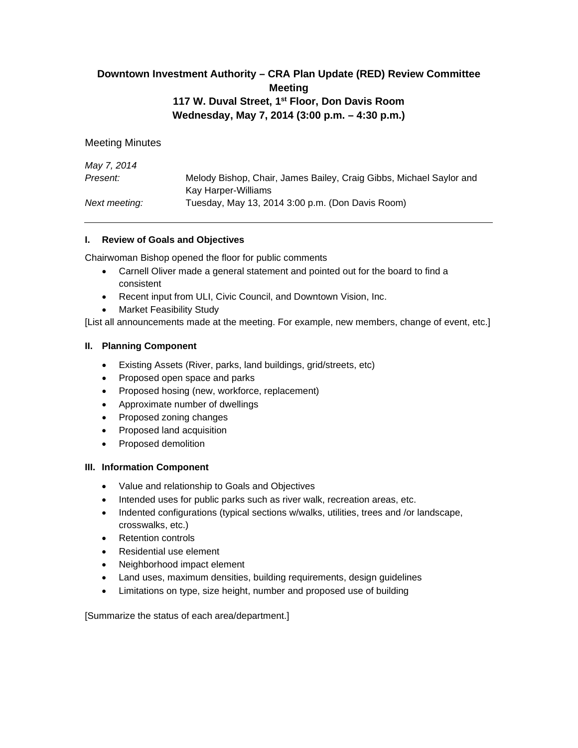**Downtown Investment Authority – CRA Plan Update (RED) Review Committee Meeting**
**117 W. Duval Street, 1st Floor, Don Davis Room**
**Wednesday, May 7, 2014 (3:00 p.m. – 4:30 p.m.)**

Meeting Minutes

| | |
|---|---|
| *May 7, 2014* | |
| *Present:* | Melody Bishop, Chair, James Bailey, Craig Gibbs, Michael Saylor and Kay Harper-Williams |
| *Next meeting:* | Tuesday, May 13, 2014 3:00 p.m. (Don Davis Room) |

---

### I. Review of Goals and Objectives

Chairwoman Bishop opened the floor for public comments

- Carnell Oliver made a general statement and pointed out for the board to find a consistent
- Recent input from ULI, Civic Council, and Downtown Vision, Inc.
- Market Feasibility Study

[List all announcements made at the meeting. For example, new members, change of event, etc.]

### II. Planning Component

- Existing Assets (River, parks, land buildings, grid/streets, etc)
- Proposed open space and parks
- Proposed hosing (new, workforce, replacement)
- Approximate number of dwellings
- Proposed zoning changes
- Proposed land acquisition
- Proposed demolition

### III. Information Component

- Value and relationship to Goals and Objectives
- Intended uses for public parks such as river walk, recreation areas, etc.
- Indented configurations (typical sections w/walks, utilities, trees and /or landscape, crosswalks, etc.)
- Retention controls
- Residential use element
- Neighborhood impact element
- Land uses, maximum densities, building requirements, design guidelines
- Limitations on type, size height, number and proposed use of building

[Summarize the status of each area/department.]